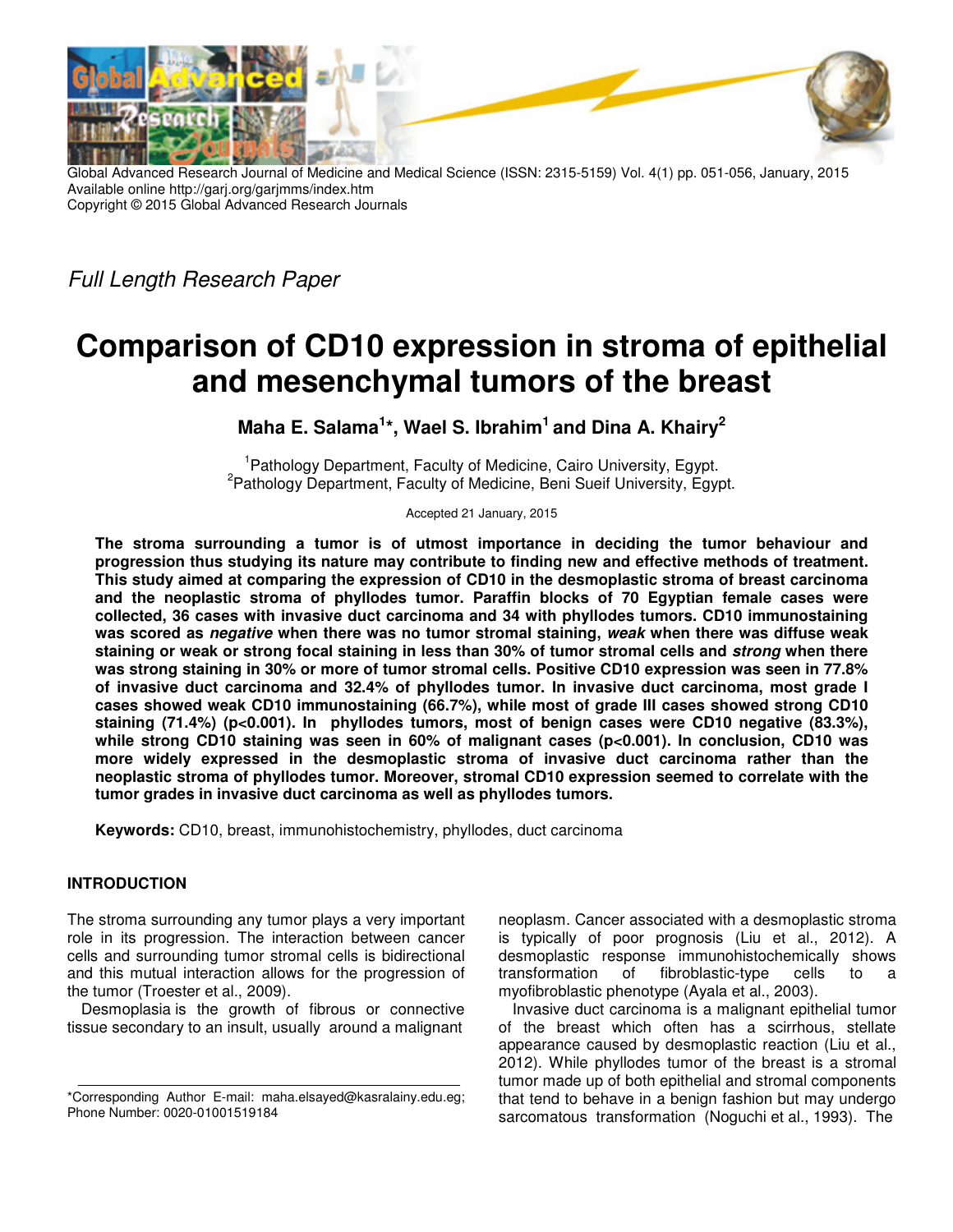Global Advanced Research Journal of Medicine and Medical Science (ISSN: 2315-5159) Vol. 4(1) pp. 051-056, January, 2015
Available online http://garj.org/garjmms/index.htm
Copyright © 2015 Global Advanced Research Journals

*Full Length Research Paper*

# Comparison of CD10 expression in stroma of epithelial and mesenchymal tumors of the breast

**Maha E. Salama[1]*, Wael S. Ibrahim[1] and Dina A. Khairy[2]**

[1]Pathology Department, Faculty of Medicine, Cairo University, Egypt.
[2]Pathology Department, Faculty of Medicine, Beni Sueif University, Egypt.

Accepted 21 January, 2015

**The stroma surrounding a tumor is of utmost importance in deciding the tumor behaviour and progression thus studying its nature may contribute to finding new and effective methods of treatment. This study aimed at comparing the expression of CD10 in the desmoplastic stroma of breast carcinoma and the neoplastic stroma of phyllodes tumor. Paraffin blocks of 70 Egyptian female cases were collected, 36 cases with invasive duct carcinoma and 34 with phyllodes tumors. CD10 immunostaining was scored as *negative* when there was no tumor stromal staining, *weak* when there was diffuse weak staining or weak or strong focal staining in less than 30% of tumor stromal cells and *strong* when there was strong staining in 30% or more of tumor stromal cells. Positive CD10 expression was seen in 77.8% of invasive duct carcinoma and 32.4% of phyllodes tumor. In invasive duct carcinoma, most grade I cases showed weak CD10 immunostaining (66.7%), while most of grade III cases showed strong CD10 staining (71.4%) ($p<0.001$). In phyllodes tumors, most of benign cases were CD10 negative (83.3%), while strong CD10 staining was seen in 60% of malignant cases ($p<0.001$). In conclusion, CD10 was more widely expressed in the desmoplastic stroma of invasive duct carcinoma rather than the neoplastic stroma of phyllodes tumor. Moreover, stromal CD10 expression seemed to correlate with the tumor grades in invasive duct carcinoma as well as phyllodes tumors.**

**Keywords:** CD10, breast, immunohistochemistry, phyllodes, duct carcinoma

## INTRODUCTION

The stroma surrounding any tumor plays a very important role in its progression. The interaction between cancer cells and surrounding tumor stromal cells is bidirectional and this mutual interaction allows for the progression of the tumor (Troester et al., 2009).

Desmoplasia is the growth of fibrous or connective tissue secondary to an insult, usually around a malignant neoplasm. Cancer associated with a desmoplastic stroma is typically of poor prognosis (Liu et al., 2012). A desmoplastic response immunohistochemically shows transformation of fibroblastic-type cells to a myofibroblastic phenotype (Ayala et al., 2003).

Invasive duct carcinoma is a malignant epithelial tumor of the breast which often has a scirrhous, stellate appearance caused by desmoplastic reaction (Liu et al., 2012). While phyllodes tumor of the breast is a stromal tumor made up of both epithelial and stromal components that tend to behave in a benign fashion but may undergo sarcomatous transformation (Noguchi et al., 1993). The

*Corresponding Author E-mail: maha.elsayed@kasralainy.edu.eg; Phone Number: 0020-01001519184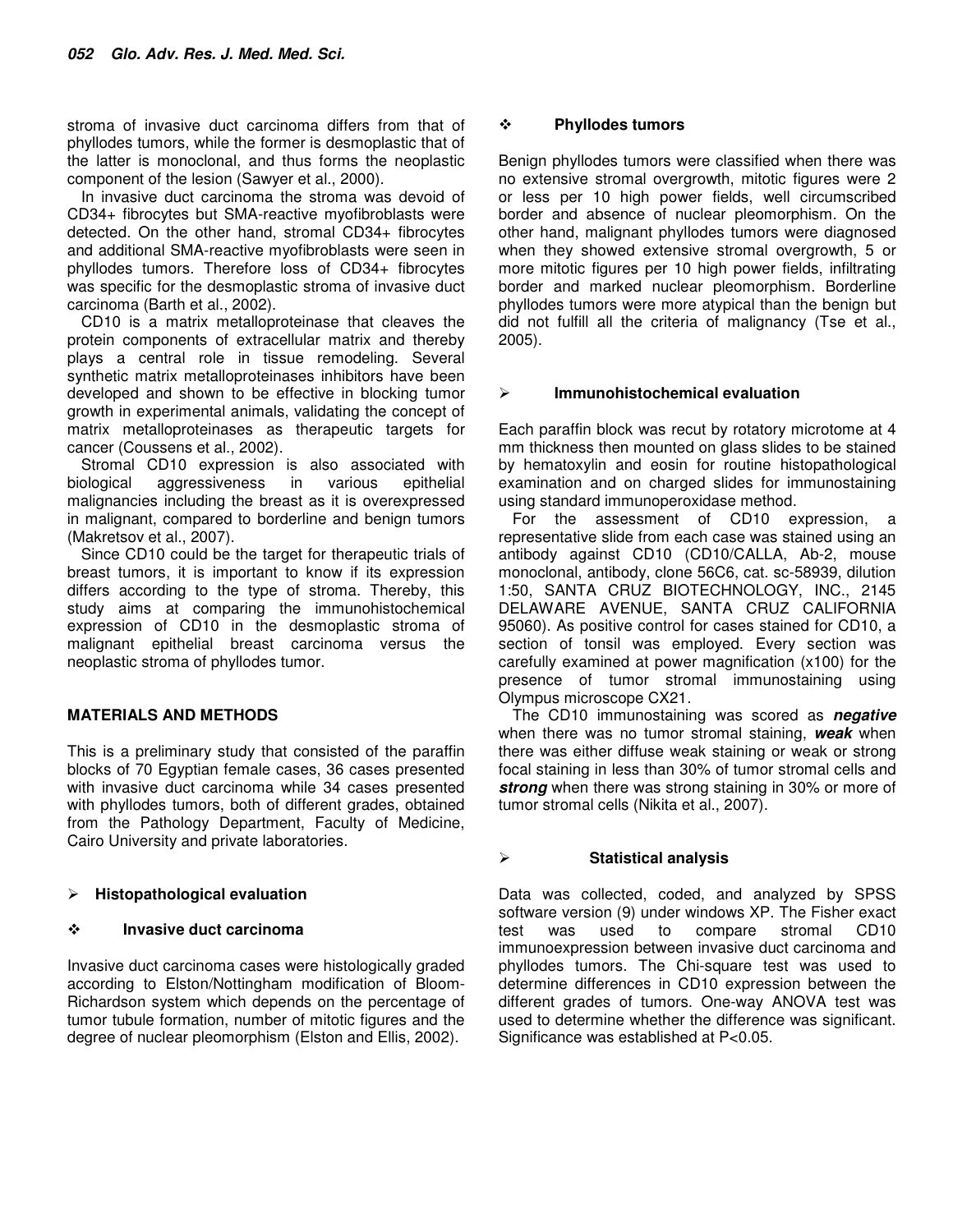stroma of invasive duct carcinoma differs from that of phyllodes tumors, while the former is desmoplastic that of the latter is monoclonal, and thus forms the neoplastic component of the lesion (Sawyer et al., 2000).

In invasive duct carcinoma the stroma was devoid of CD34+ fibrocytes but SMA-reactive myofibroblasts were detected. On the other hand, stromal CD34+ fibrocytes and additional SMA-reactive myofibroblasts were seen in phyllodes tumors. Therefore loss of CD34+ fibrocytes was specific for the desmoplastic stroma of invasive duct carcinoma (Barth et al., 2002).

CD10 is a matrix metalloproteinase that cleaves the protein components of extracellular matrix and thereby plays a central role in tissue remodeling. Several synthetic matrix metalloproteinases inhibitors have been developed and shown to be effective in blocking tumor growth in experimental animals, validating the concept of matrix metalloproteinases as therapeutic targets for cancer (Coussens et al., 2002).

Stromal CD10 expression is also associated with biological aggressiveness in various epithelial malignancies including the breast as it is overexpressed in malignant, compared to borderline and benign tumors (Makretsov et al., 2007).

Since CD10 could be the target for therapeutic trials of breast tumors, it is important to know if its expression differs according to the type of stroma. Thereby, this study aims at comparing the immunohistochemical expression of CD10 in the desmoplastic stroma of malignant epithelial breast carcinoma versus the neoplastic stroma of phyllodes tumor.

## MATERIALS AND METHODS

This is a preliminary study that consisted of the paraffin blocks of 70 Egyptian female cases, 36 cases presented with invasive duct carcinoma while 34 cases presented with phyllodes tumors, both of different grades, obtained from the Pathology Department, Faculty of Medicine, Cairo University and private laboratories.

### ➢ Histopathological evaluation

#### ❖ Invasive duct carcinoma

Invasive duct carcinoma cases were histologically graded according to Elston/Nottingham modification of Bloom-Richardson system which depends on the percentage of tumor tubule formation, number of mitotic figures and the degree of nuclear pleomorphism (Elston and Ellis, 2002).

#### ❖ Phyllodes tumors

Benign phyllodes tumors were classified when there was no extensive stromal overgrowth, mitotic figures were 2 or less per 10 high power fields, well circumscribed border and absence of nuclear pleomorphism. On the other hand, malignant phyllodes tumors were diagnosed when they showed extensive stromal overgrowth, 5 or more mitotic figures per 10 high power fields, infiltrating border and marked nuclear pleomorphism. Borderline phyllodes tumors were more atypical than the benign but did not fulfill all the criteria of malignancy (Tse et al., 2005).

### ➢ Immunohistochemical evaluation

Each paraffin block was recut by rotatory microtome at 4 mm thickness then mounted on glass slides to be stained by hematoxylin and eosin for routine histopathological examination and on charged slides for immunostaining using standard immunoperoxidase method.

For the assessment of CD10 expression, a representative slide from each case was stained using an antibody against CD10 (CD10/CALLA, Ab-2, mouse monoclonal, antibody, clone 56C6, cat. sc-58939, dilution 1:50, SANTA CRUZ BIOTECHNOLOGY, INC., 2145 DELAWARE AVENUE, SANTA CRUZ CALIFORNIA 95060). As positive control for cases stained for CD10, a section of tonsil was employed. Every section was carefully examined at power magnification (x100) for the presence of tumor stromal immunostaining using Olympus microscope CX21.

The CD10 immunostaining was scored as ***negative*** when there was no tumor stromal staining, ***weak*** when there was either diffuse weak staining or weak or strong focal staining in less than 30% of tumor stromal cells and ***strong*** when there was strong staining in 30% or more of tumor stromal cells (Nikita et al., 2007).

### ➢ Statistical analysis

Data was collected, coded, and analyzed by SPSS software version (9) under windows XP. The Fisher exact test was used to compare stromal CD10 immunoexpression between invasive duct carcinoma and phyllodes tumors. The Chi-square test was used to determine differences in CD10 expression between the different grades of tumors. One-way ANOVA test was used to determine whether the difference was significant. Significance was established at $P<0.05$.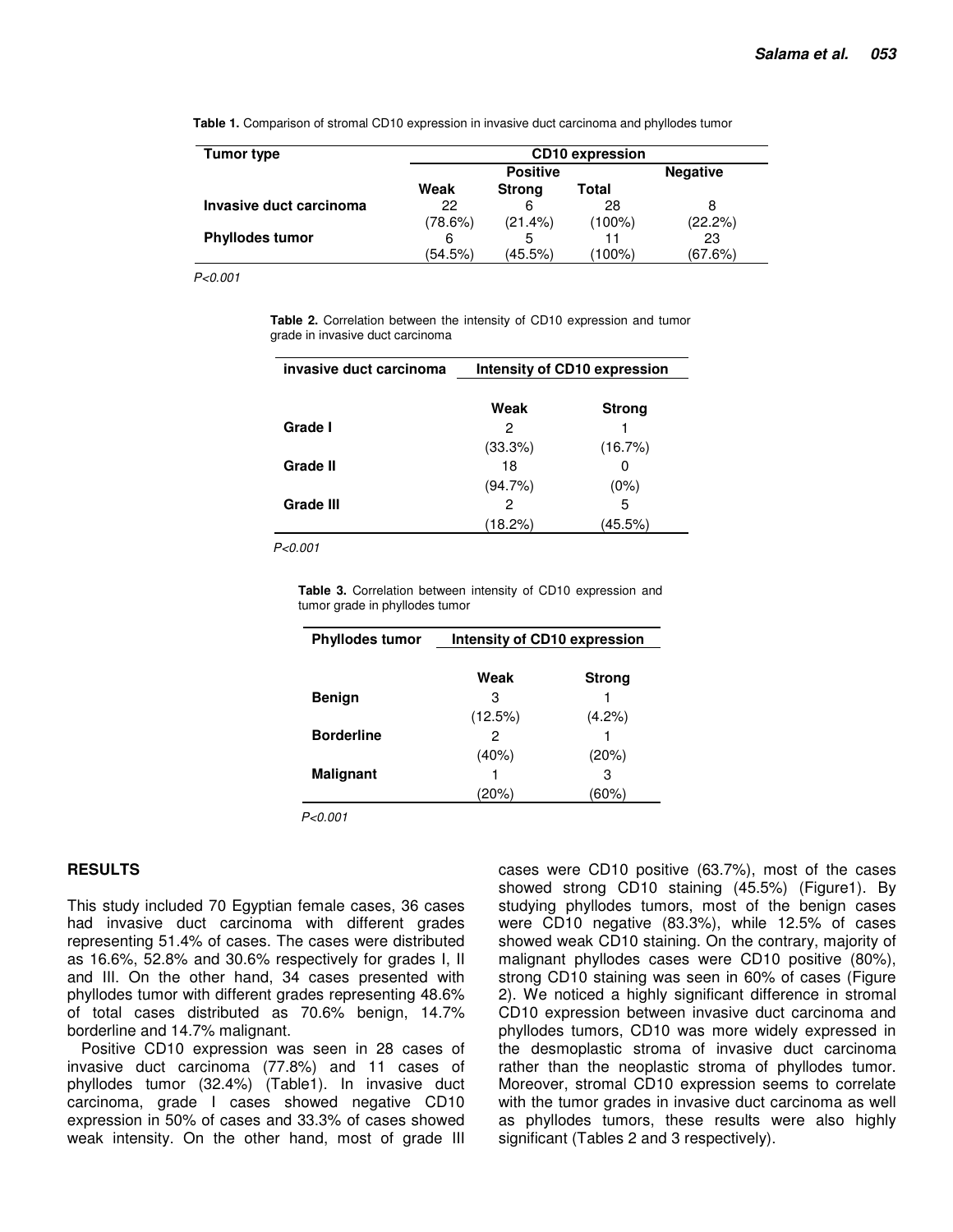**Table 1.** Comparison of stromal CD10 expression in invasive duct carcinoma and phyllodes tumor

| Tumor type | CD10 expression | | | |
|---|---|---|---|---|
| | Positive | | | Negative |
| | Weak | Strong | Total | |
| **Invasive duct carcinoma** | 22 (78.6%) | 6 (21.4%) | 28 (100%) | 8 (22.2%) |
| **Phyllodes tumor** | 6 (54.5%) | 5 (45.5%) | 11 (100%) | 23 (67.6%) |

*P<0.001*

**Table 2.** Correlation between the intensity of CD10 expression and tumor grade in invasive duct carcinoma

| invasive duct carcinoma | Intensity of CD10 expression | |
|---|---|---|
| | Weak | Strong |
| **Grade I** | 2 (33.3%) | 1 (16.7%) |
| **Grade II** | 18 (94.7%) | 0 (0%) |
| **Grade III** | 2 (18.2%) | 5 (45.5%) |

*P<0.001*

**Table 3.** Correlation between intensity of CD10 expression and tumor grade in phyllodes tumor

| Phyllodes tumor | Intensity of CD10 expression | |
|---|---|---|
| | Weak | Strong |
| **Benign** | 3 (12.5%) | 1 (4.2%) |
| **Borderline** | 2 (40%) | 1 (20%) |
| **Malignant** | 1 (20%) | 3 (60%) |

*P<0.001*

## RESULTS

This study included 70 Egyptian female cases, 36 cases had invasive duct carcinoma with different grades representing 51.4% of cases. The cases were distributed as 16.6%, 52.8% and 30.6% respectively for grades I, II and III. On the other hand, 34 cases presented with phyllodes tumor with different grades representing 48.6% of total cases distributed as 70.6% benign, 14.7% borderline and 14.7% malignant.

Positive CD10 expression was seen in 28 cases of invasive duct carcinoma (77.8%) and 11 cases of phyllodes tumor (32.4%) (Table1). In invasive duct carcinoma, grade I cases showed negative CD10 expression in 50% of cases and 33.3% of cases showed weak intensity. On the other hand, most of grade III cases were CD10 positive (63.7%), most of the cases showed strong CD10 staining (45.5%) (Figure1). By studying phyllodes tumors, most of the benign cases were CD10 negative (83.3%), while 12.5% of cases showed weak CD10 staining. On the contrary, majority of malignant phyllodes cases were CD10 positive (80%), strong CD10 staining was seen in 60% of cases (Figure 2). We noticed a highly significant difference in stromal CD10 expression between invasive duct carcinoma and phyllodes tumors, CD10 was more widely expressed in the desmoplastic stroma of invasive duct carcinoma rather than the neoplastic stroma of phyllodes tumor. Moreover, stromal CD10 expression seems to correlate with the tumor grades in invasive duct carcinoma as well as phyllodes tumors, these results were also highly significant (Tables 2 and 3 respectively).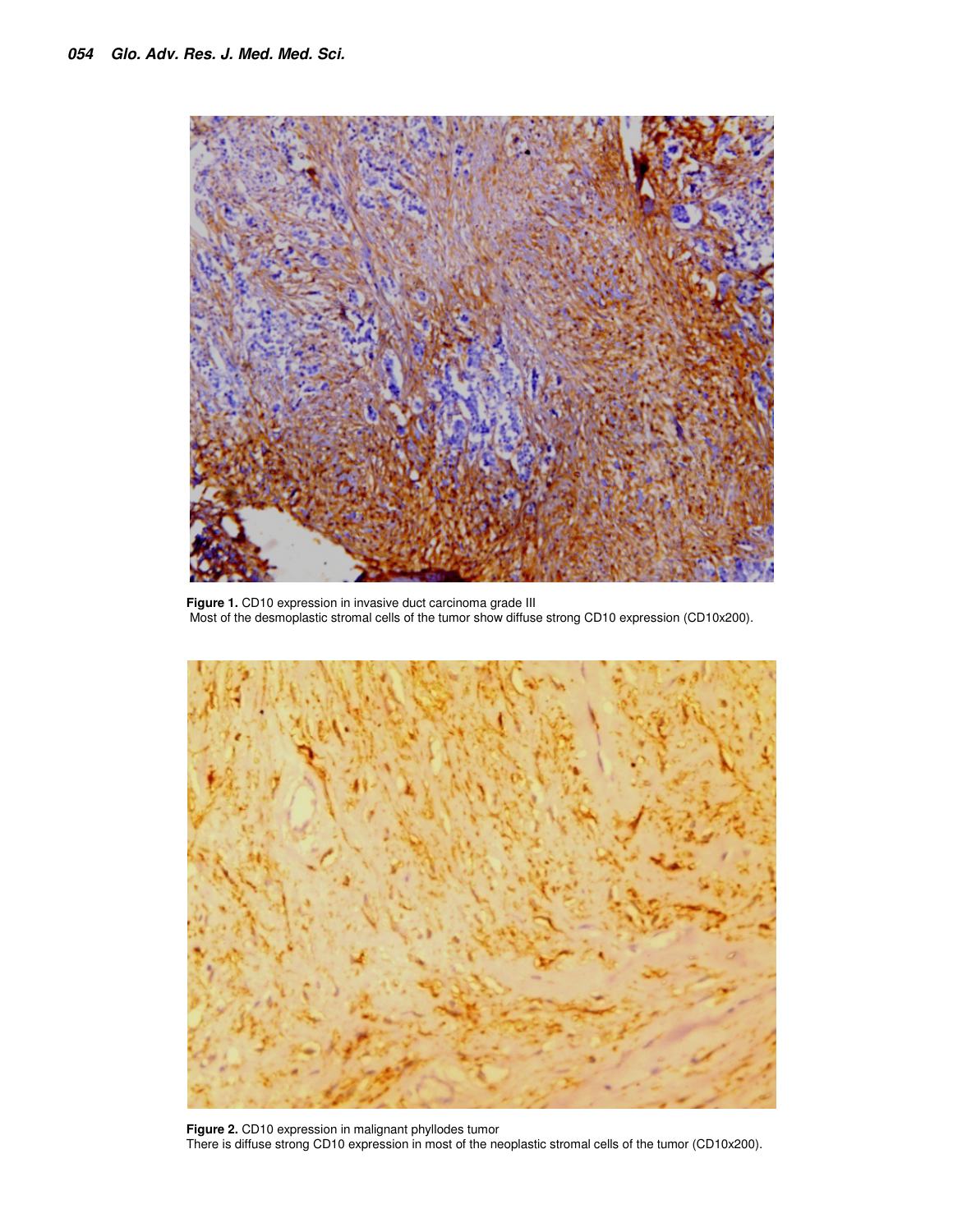**Figure 1.** CD10 expression in invasive duct carcinoma grade III
Most of the desmoplastic stromal cells of the tumor show diffuse strong CD10 expression (CD10x200).

**Figure 2.** CD10 expression in malignant phyllodes tumor
There is diffuse strong CD10 expression in most of the neoplastic stromal cells of the tumor (CD10x200).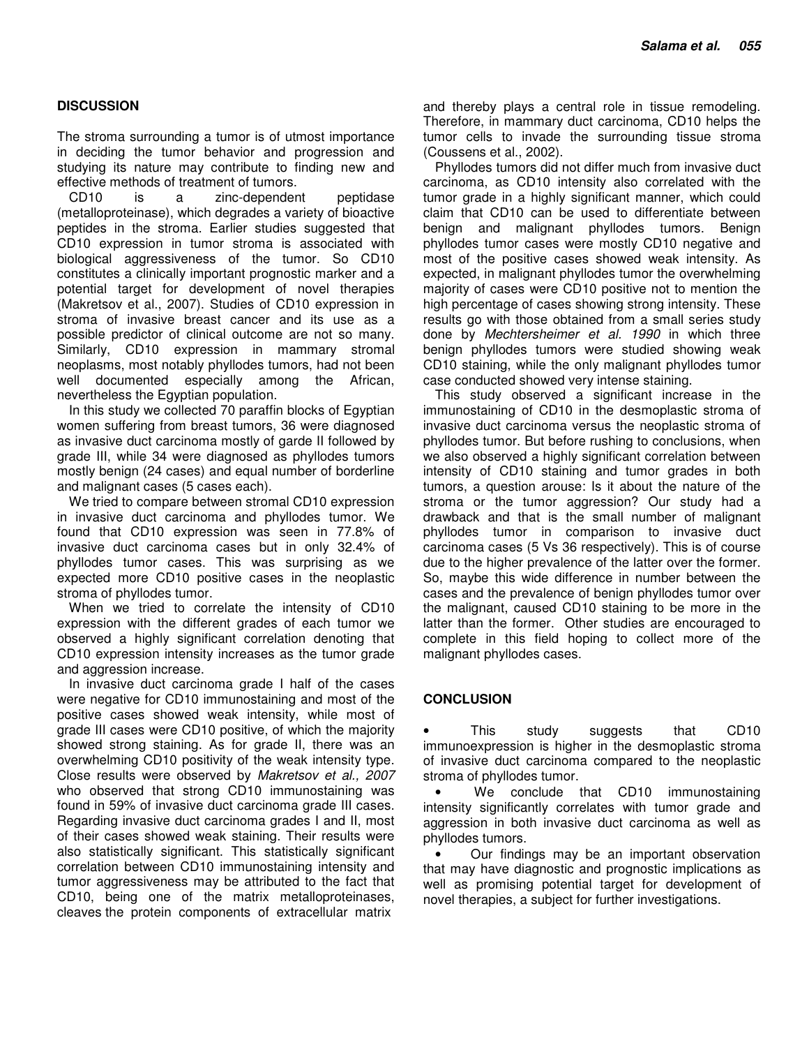## DISCUSSION

The stroma surrounding a tumor is of utmost importance in deciding the tumor behavior and progression and studying its nature may contribute to finding new and effective methods of treatment of tumors.

CD10 is a zinc-dependent peptidase (metalloproteinase), which degrades a variety of bioactive peptides in the stroma. Earlier studies suggested that CD10 expression in tumor stroma is associated with biological aggressiveness of the tumor. So CD10 constitutes a clinically important prognostic marker and a potential target for development of novel therapies (Makretsov et al., 2007). Studies of CD10 expression in stroma of invasive breast cancer and its use as a possible predictor of clinical outcome are not so many. Similarly, CD10 expression in mammary stromal neoplasms, most notably phyllodes tumors, had not been well documented especially among the African, nevertheless the Egyptian population.

In this study we collected 70 paraffin blocks of Egyptian women suffering from breast tumors, 36 were diagnosed as invasive duct carcinoma mostly of garde II followed by grade III, while 34 were diagnosed as phyllodes tumors mostly benign (24 cases) and equal number of borderline and malignant cases (5 cases each).

We tried to compare between stromal CD10 expression in invasive duct carcinoma and phyllodes tumor. We found that CD10 expression was seen in 77.8% of invasive duct carcinoma cases but in only 32.4% of phyllodes tumor cases. This was surprising as we expected more CD10 positive cases in the neoplastic stroma of phyllodes tumor.

When we tried to correlate the intensity of CD10 expression with the different grades of each tumor we observed a highly significant correlation denoting that CD10 expression intensity increases as the tumor grade and aggression increase.

In invasive duct carcinoma grade I half of the cases were negative for CD10 immunostaining and most of the positive cases showed weak intensity, while most of grade III cases were CD10 positive, of which the majority showed strong staining. As for grade II, there was an overwhelming CD10 positivity of the weak intensity type. Close results were observed by *Makretsov et al., 2007* who observed that strong CD10 immunostaining was found in 59% of invasive duct carcinoma grade III cases. Regarding invasive duct carcinoma grades I and II, most of their cases showed weak staining. Their results were also statistically significant. This statistically significant correlation between CD10 immunostaining intensity and tumor aggressiveness may be attributed to the fact that CD10, being one of the matrix metalloproteinases, cleaves the protein components of extracellular matrix and thereby plays a central role in tissue remodeling. Therefore, in mammary duct carcinoma, CD10 helps the tumor cells to invade the surrounding tissue stroma (Coussens et al., 2002).

Phyllodes tumors did not differ much from invasive duct carcinoma, as CD10 intensity also correlated with the tumor grade in a highly significant manner, which could claim that CD10 can be used to differentiate between benign and malignant phyllodes tumors. Benign phyllodes tumor cases were mostly CD10 negative and most of the positive cases showed weak intensity. As expected, in malignant phyllodes tumor the overwhelming majority of cases were CD10 positive not to mention the high percentage of cases showing strong intensity. These results go with those obtained from a small series study done by *Mechtersheimer et al. 1990* in which three benign phyllodes tumors were studied showing weak CD10 staining, while the only malignant phyllodes tumor case conducted showed very intense staining.

This study observed a significant increase in the immunostaining of CD10 in the desmoplastic stroma of invasive duct carcinoma versus the neoplastic stroma of phyllodes tumor. But before rushing to conclusions, when we also observed a highly significant correlation between intensity of CD10 staining and tumor grades in both tumors, a question arouse: Is it about the nature of the stroma or the tumor aggression? Our study had a drawback and that is the small number of malignant phyllodes tumor in comparison to invasive duct carcinoma cases (5 Vs 36 respectively). This is of course due to the higher prevalence of the latter over the former. So, maybe this wide difference in number between the cases and the prevalence of benign phyllodes tumor over the malignant, caused CD10 staining to be more in the latter than the former. Other studies are encouraged to complete in this field hoping to collect more of the malignant phyllodes cases.

## CONCLUSION

- This study suggests that CD10 immunoexpression is higher in the desmoplastic stroma of invasive duct carcinoma compared to the neoplastic stroma of phyllodes tumor.
- We conclude that CD10 immunostaining intensity significantly correlates with tumor grade and aggression in both invasive duct carcinoma as well as phyllodes tumors.
- Our findings may be an important observation that may have diagnostic and prognostic implications as well as promising potential target for development of novel therapies, a subject for further investigations.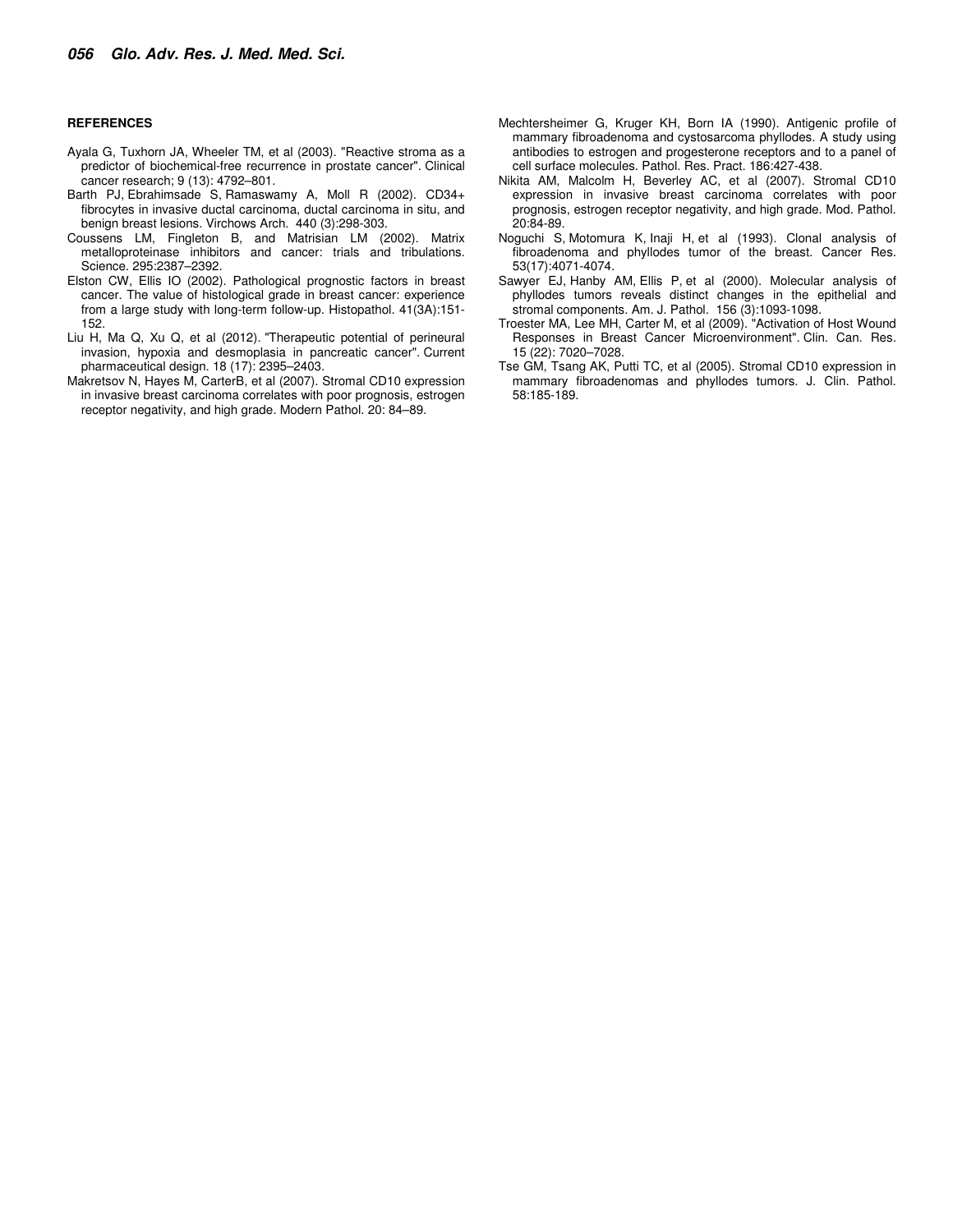**REFERENCES**

Ayala G, Tuxhorn JA, Wheeler TM, et al (2003). "Reactive stroma as a predictor of biochemical-free recurrence in prostate cancer". Clinical cancer research; 9 (13): 4792–801.

Barth PJ, Ebrahimsade S, Ramaswamy A, Moll R (2002). CD34+ fibrocytes in invasive ductal carcinoma, ductal carcinoma in situ, and benign breast lesions. Virchows Arch. 440 (3):298-303.

Coussens LM, Fingleton B, and Matrisian LM (2002). Matrix metalloproteinase inhibitors and cancer: trials and tribulations. Science. 295:2387–2392.

Elston CW, Ellis IO (2002). Pathological prognostic factors in breast cancer. The value of histological grade in breast cancer: experience from a large study with long-term follow-up. Histopathol. 41(3A):151-152.

Liu H, Ma Q, Xu Q, et al (2012). "Therapeutic potential of perineural invasion, hypoxia and desmoplasia in pancreatic cancer". Current pharmaceutical design. 18 (17): 2395–2403.

Makretsov N, Hayes M, CarterB, et al (2007). Stromal CD10 expression in invasive breast carcinoma correlates with poor prognosis, estrogen receptor negativity, and high grade. Modern Pathol. 20: 84–89.

Mechtersheimer G, Kruger KH, Born IA (1990). Antigenic profile of mammary fibroadenoma and cystosarcoma phyllodes. A study using antibodies to estrogen and progesterone receptors and to a panel of cell surface molecules. Pathol. Res. Pract. 186:427-438.

Nikita AM, Malcolm H, Beverley AC, et al (2007). Stromal CD10 expression in invasive breast carcinoma correlates with poor prognosis, estrogen receptor negativity, and high grade. Mod. Pathol. 20:84-89.

Noguchi S, Motomura K, Inaji H, et al (1993). Clonal analysis of fibroadenoma and phyllodes tumor of the breast. Cancer Res. 53(17):4071-4074.

Sawyer EJ, Hanby AM, Ellis P, et al (2000). Molecular analysis of phyllodes tumors reveals distinct changes in the epithelial and stromal components. Am. J. Pathol. 156 (3):1093-1098.

Troester MA, Lee MH, Carter M, et al (2009). "Activation of Host Wound Responses in Breast Cancer Microenvironment". Clin. Can. Res. 15 (22): 7020–7028.

Tse GM, Tsang AK, Putti TC, et al (2005). Stromal CD10 expression in mammary fibroadenomas and phyllodes tumors. J. Clin. Pathol. 58:185-189.